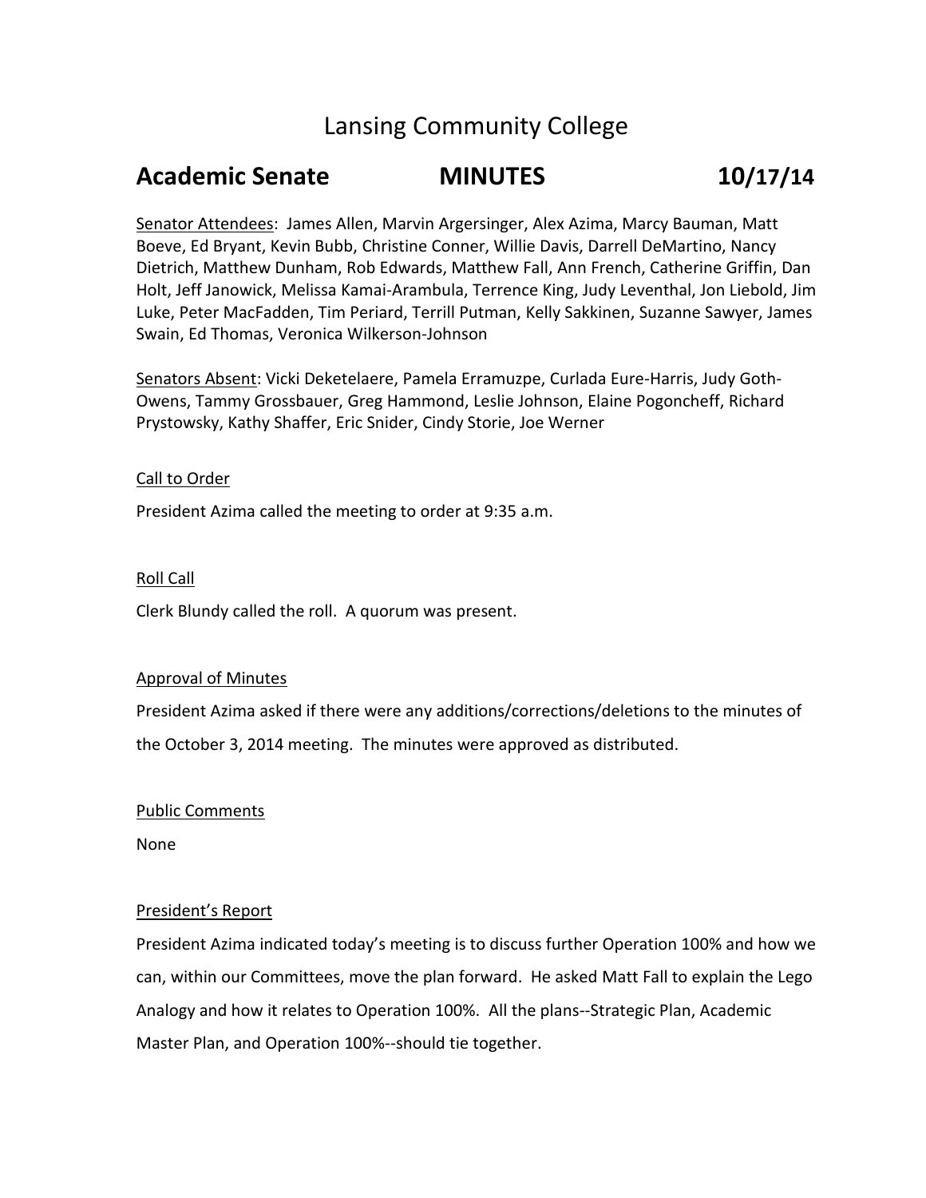# Lansing Community College

## Academic Senate MINUTES 10/17/14

Senator Attendees: James Allen, Marvin Argersinger, Alex Azima, Marcy Bauman, Matt Boeve, Ed Bryant, Kevin Bubb, Christine Conner, Willie Davis, Darrell DeMartino, Nancy Dietrich, Matthew Dunham, Rob Edwards, Matthew Fall, Ann French, Catherine Griffin, Dan Holt, Jeff Janowick, Melissa Kamai-Arambula, Terrence King, Judy Leventhal, Jon Liebold, Jim Luke, Peter MacFadden, Tim Periard, Terrill Putman, Kelly Sakkinen, Suzanne Sawyer, James Swain, Ed Thomas, Veronica Wilkerson-Johnson

Senators Absent: Vicki Deketelaere, Pamela Erramuzpe, Curlada Eure-Harris, Judy Goth-Owens, Tammy Grossbauer, Greg Hammond, Leslie Johnson, Elaine Pogoncheff, Richard Prystowsky, Kathy Shaffer, Eric Snider, Cindy Storie, Joe Werner

Call to Order

President Azima called the meeting to order at 9:35 a.m.

Roll Call

Clerk Blundy called the roll. A quorum was present.

Approval of Minutes

President Azima asked if there were any additions/corrections/deletions to the minutes of the October 3, 2014 meeting. The minutes were approved as distributed.

Public Comments

None

President's Report

President Azima indicated today's meeting is to discuss further Operation 100% and how we can, within our Committees, move the plan forward. He asked Matt Fall to explain the Lego Analogy and how it relates to Operation 100%. All the plans--Strategic Plan, Academic Master Plan, and Operation 100%--should tie together.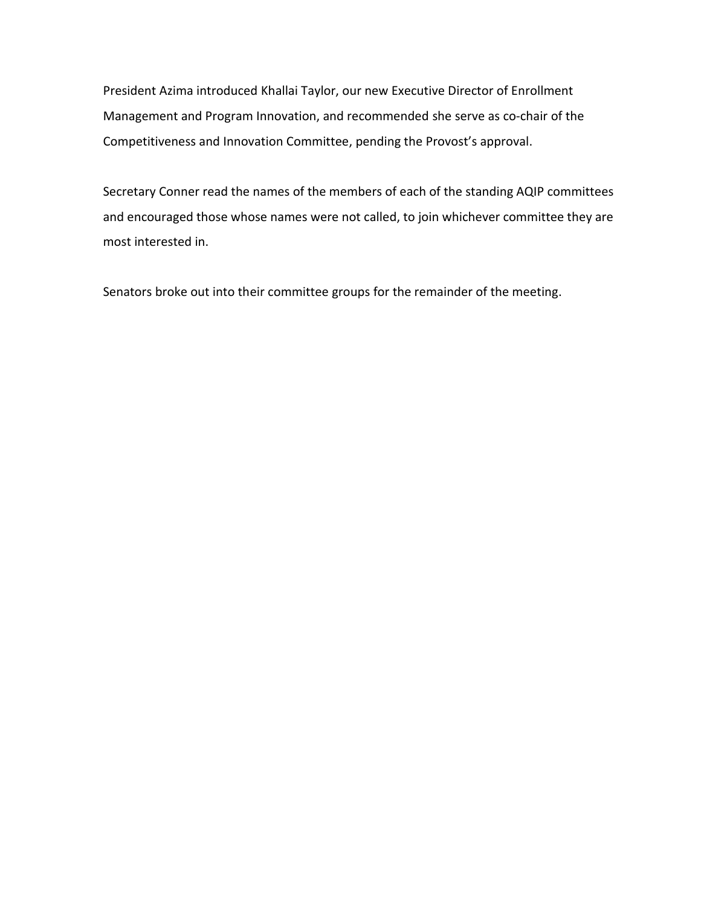President Azima introduced Khallai Taylor, our new Executive Director of Enrollment Management and Program Innovation, and recommended she serve as co-chair of the Competitiveness and Innovation Committee, pending the Provost's approval.

Secretary Conner read the names of the members of each of the standing AQIP committees and encouraged those whose names were not called, to join whichever committee they are most interested in.

Senators broke out into their committee groups for the remainder of the meeting.